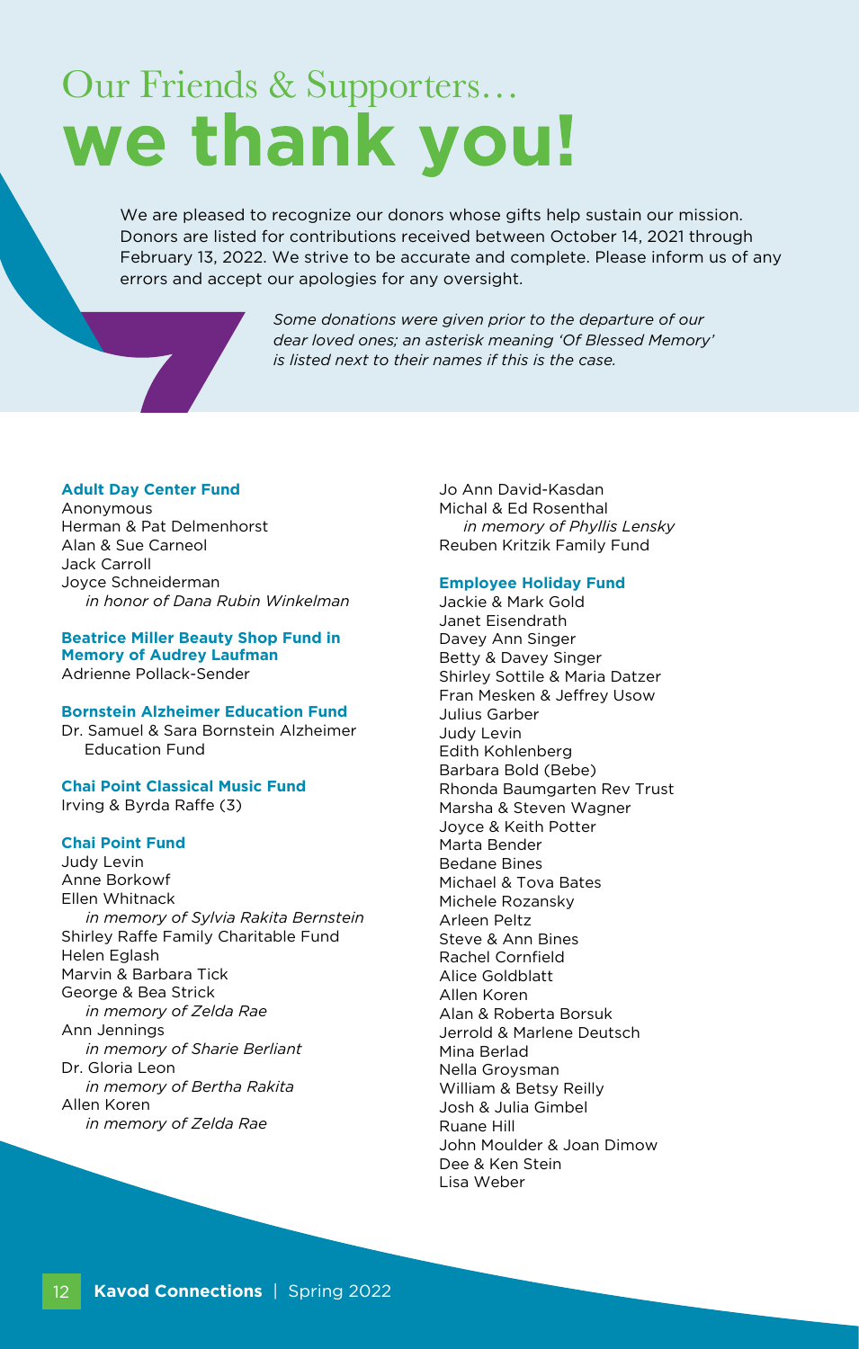# Our Friends & Supporters… **we thank you!**

We are pleased to recognize our donors whose gifts help sustain our mission. Donors are listed for contributions received between October 14, 2021 through February 13, 2022. We strive to be accurate and complete. Please inform us of any errors and accept our apologies for any oversight.

*Some donations were given prior to the departure of our dear loved ones; an asterisk meaning 'Of Blessed Memory' is listed next to their names if this is the case.*

### Adult Day Center Fund

Anonymous
Herman & Pat Delmenhorst
Alan & Sue Carneol
Jack Carroll
Joyce Schneiderman
*in honor of Dana Rubin Winkelman*

### Beatrice Miller Beauty Shop Fund in Memory of Audrey Laufman

Adrienne Pollack-Sender

### Bornstein Alzheimer Education Fund

Dr. Samuel & Sara Bornstein Alzheimer Education Fund

### Chai Point Classical Music Fund

Irving & Byrda Raffe (3)

### Chai Point Fund

Judy Levin
Anne Borkowf
Ellen Whitnack
*in memory of Sylvia Rakita Bernstein*
Shirley Raffe Family Charitable Fund
Helen Eglash
Marvin & Barbara Tick
George & Bea Strick
*in memory of Zelda Rae*
Ann Jennings
*in memory of Sharie Berliant*
Dr. Gloria Leon
*in memory of Bertha Rakita*
Allen Koren
*in memory of Zelda Rae*
Jo Ann David-Kasdan
Michal & Ed Rosenthal
*in memory of Phyllis Lensky*
Reuben Kritzik Family Fund

### Employee Holiday Fund

Jackie & Mark Gold
Janet Eisendrath
Davey Ann Singer
Betty & Davey Singer
Shirley Sottile & Maria Datzer
Fran Mesken & Jeffrey Usow
Julius Garber
Judy Levin
Edith Kohlenberg
Barbara Bold (Bebe)
Rhonda Baumgarten Rev Trust
Marsha & Steven Wagner
Joyce & Keith Potter
Marta Bender
Bedane Bines
Michael & Tova Bates
Michele Rozansky
Arleen Peltz
Steve & Ann Bines
Rachel Cornfield
Alice Goldblatt
Allen Koren
Alan & Roberta Borsuk
Jerrold & Marlene Deutsch
Mina Berlad
Nella Groysman
William & Betsy Reilly
Josh & Julia Gimbel
Ruane Hill
John Moulder & Joan Dimow
Dee & Ken Stein
Lisa Weber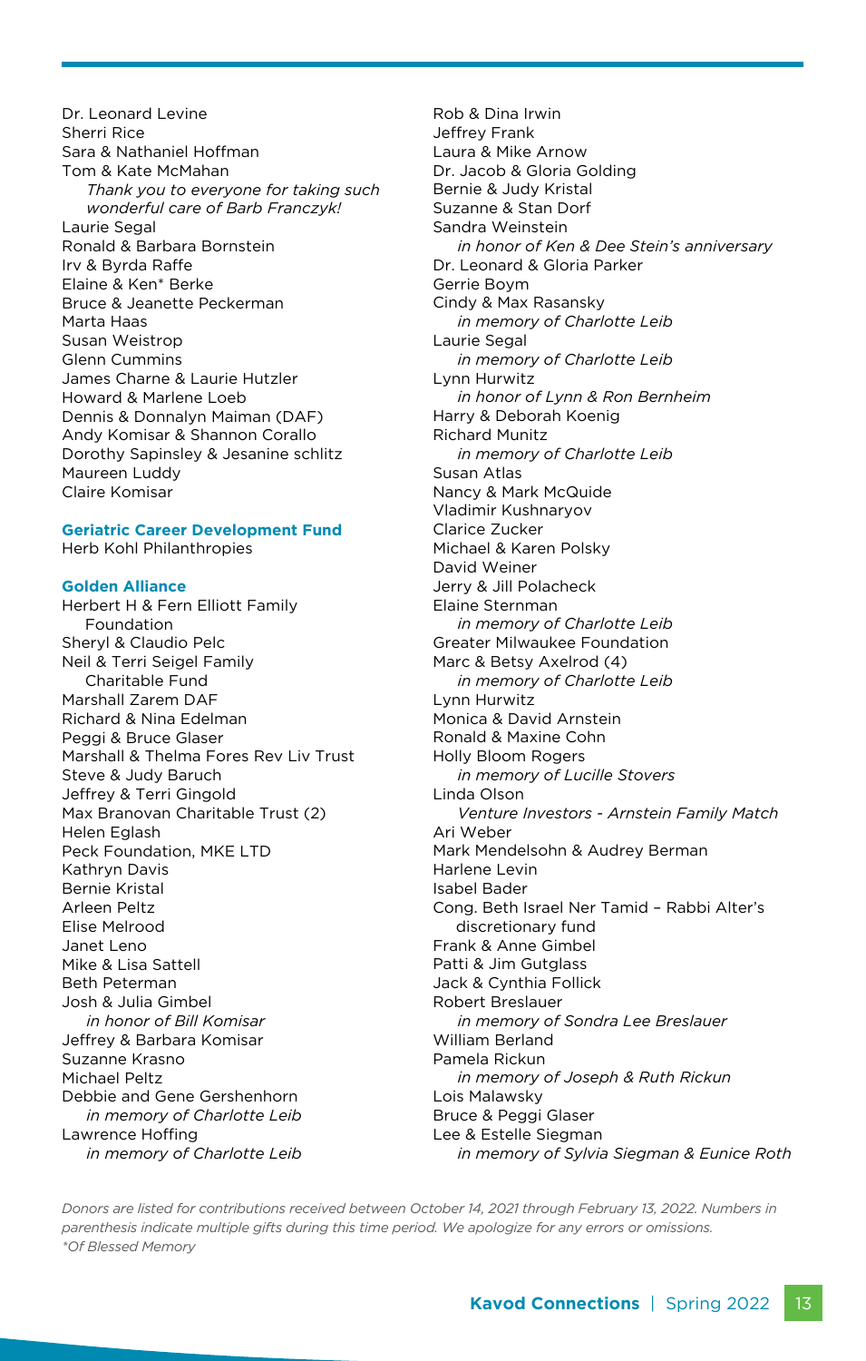Dr. Leonard Levine
Sherri Rice
Sara & Nathaniel Hoffman
Tom & Kate McMahan
*Thank you to everyone for taking such wonderful care of Barb Franczyk!*
Laurie Segal
Ronald & Barbara Bornstein
Irv & Byrda Raffe
Elaine & Ken* Berke
Bruce & Jeanette Peckerman
Marta Haas
Susan Weistrop
Glenn Cummins
James Charne & Laurie Hutzler
Howard & Marlene Loeb
Dennis & Donnalyn Maiman (DAF)
Andy Komisar & Shannon Corallo
Dorothy Sapinsley & Jesanine schlitz
Maureen Luddy
Claire Komisar

## Geriatric Career Development Fund

Herb Kohl Philanthropies

## Golden Alliance

Herbert H & Fern Elliott Family Foundation
Sheryl & Claudio Pelc
Neil & Terri Seigel Family Charitable Fund
Marshall Zarem DAF
Richard & Nina Edelman
Peggi & Bruce Glaser
Marshall & Thelma Fores Rev Liv Trust
Steve & Judy Baruch
Jeffrey & Terri Gingold
Max Branovan Charitable Trust (2)
Helen Eglash
Peck Foundation, MKE LTD
Kathryn Davis
Bernie Kristal
Arleen Peltz
Elise Melrood
Janet Leno
Mike & Lisa Sattell
Beth Peterman
Josh & Julia Gimbel
*in honor of Bill Komisar*
Jeffrey & Barbara Komisar
Suzanne Krasno
Michael Peltz
Debbie and Gene Gershenhorn
*in memory of Charlotte Leib*
Lawrence Hoffing
*in memory of Charlotte Leib*
Rob & Dina Irwin
Jeffrey Frank
Laura & Mike Arnow
Dr. Jacob & Gloria Golding
Bernie & Judy Kristal
Suzanne & Stan Dorf
Sandra Weinstein
*in honor of Ken & Dee Stein's anniversary*
Dr. Leonard & Gloria Parker
Gerrie Boym
Cindy & Max Rasansky
*in memory of Charlotte Leib*
Laurie Segal
*in memory of Charlotte Leib*
Lynn Hurwitz
*in honor of Lynn & Ron Bernheim*
Harry & Deborah Koenig
Richard Munitz
*in memory of Charlotte Leib*
Susan Atlas
Nancy & Mark McQuide
Vladimir Kushnaryov
Clarice Zucker
Michael & Karen Polsky
David Weiner
Jerry & Jill Polacheck
Elaine Sternman
*in memory of Charlotte Leib*
Greater Milwaukee Foundation
Marc & Betsy Axelrod (4)
*in memory of Charlotte Leib*
Lynn Hurwitz
Monica & David Arnstein
Ronald & Maxine Cohn
Holly Bloom Rogers
*in memory of Lucille Stovers*
Linda Olson
*Venture Investors - Arnstein Family Match*
Ari Weber
Mark Mendelsohn & Audrey Berman
Harlene Levin
Isabel Bader
Cong. Beth Israel Ner Tamid – Rabbi Alter's discretionary fund
Frank & Anne Gimbel
Patti & Jim Gutglass
Jack & Cynthia Follick
Robert Breslauer
*in memory of Sondra Lee Breslauer*
William Berland
Pamela Rickun
*in memory of Joseph & Ruth Rickun*
Lois Malawsky
Bruce & Peggi Glaser
Lee & Estelle Siegman
*in memory of Sylvia Siegman & Eunice Roth*

*Donors are listed for contributions received between October 14, 2021 through February 13, 2022. Numbers in parenthesis indicate multiple gifts during this time period. We apologize for any errors or omissions.*
**Of Blessed Memory*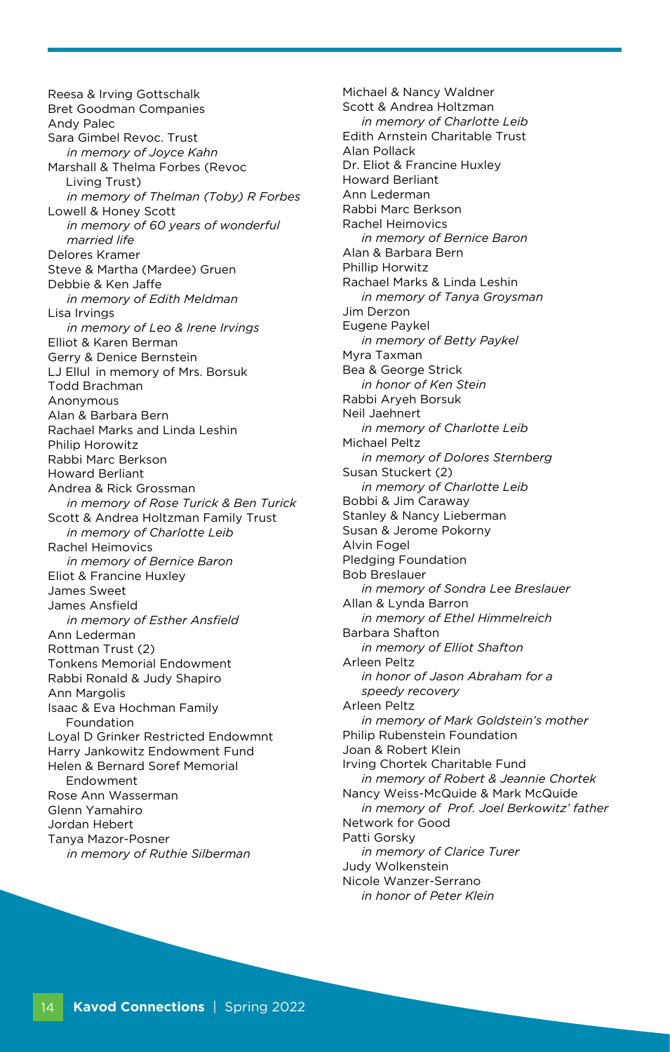Reesa & Irving Gottschalk
Bret Goodman Companies
Andy Palec
Sara Gimbel Revoc. Trust
*in memory of Joyce Kahn*
Marshall & Thelma Forbes (Revoc Living Trust)
*in memory of Thelman (Toby) R Forbes*
Lowell & Honey Scott
*in memory of 60 years of wonderful married life*
Delores Kramer
Steve & Martha (Mardee) Gruen
Debbie & Ken Jaffe
*in memory of Edith Meldman*
Lisa Irvings
*in memory of Leo & Irene Irvings*
Elliot & Karen Berman
Gerry & Denice Bernstein
LJ Ellul in memory of Mrs. Borsuk
Todd Brachman
Anonymous
Alan & Barbara Bern
Rachael Marks and Linda Leshin
Philip Horowitz
Rabbi Marc Berkson
Howard Berliant
Andrea & Rick Grossman
*in memory of Rose Turick & Ben Turick*
Scott & Andrea Holtzman Family Trust
*in memory of Charlotte Leib*
Rachel Heimovics
*in memory of Bernice Baron*
Eliot & Francine Huxley
James Sweet
James Ansfield
*in memory of Esther Ansfield*
Ann Lederman
Rottman Trust (2)
Tonkens Memorial Endowment
Rabbi Ronald & Judy Shapiro
Ann Margolis
Isaac & Eva Hochman Family Foundation
Loyal D Grinker Restricted Endowmnt
Harry Jankowitz Endowment Fund
Helen & Bernard Soref Memorial Endowment
Rose Ann Wasserman
Glenn Yamahiro
Jordan Hebert
Tanya Mazor-Posner
*in memory of Ruthie Silberman*

Michael & Nancy Waldner
Scott & Andrea Holtzman
*in memory of Charlotte Leib*
Edith Arnstein Charitable Trust
Alan Pollack
Dr. Eliot & Francine Huxley
Howard Berliant
Ann Lederman
Rabbi Marc Berkson
Rachel Heimovics
*in memory of Bernice Baron*
Alan & Barbara Bern
Phillip Horwitz
Rachael Marks & Linda Leshin
*in memory of Tanya Groysman*
Jim Derzon
Eugene Paykel
*in memory of Betty Paykel*
Myra Taxman
Bea & George Strick
*in honor of Ken Stein*
Rabbi Aryeh Borsuk
Neil Jaehnert
*in memory of Charlotte Leib*
Michael Peltz
*in memory of Dolores Sternberg*
Susan Stuckert (2)
*in memory of Charlotte Leib*
Bobbi & Jim Caraway
Stanley & Nancy Lieberman
Susan & Jerome Pokorny
Alvin Fogel
Pledging Foundation
Bob Breslauer
*in memory of Sondra Lee Breslauer*
Allan & Lynda Barron
*in memory of Ethel Himmelreich*
Barbara Shafton
*in memory of Elliot Shafton*
Arleen Peltz
*in honor of Jason Abraham for a speedy recovery*
Arleen Peltz
*in memory of Mark Goldstein's mother*
Philip Rubenstein Foundation
Joan & Robert Klein
Irving Chortek Charitable Fund
*in memory of Robert & Jeannie Chortek*
Nancy Weiss-McQuide & Mark McQuide
*in memory of Prof. Joel Berkowitz' father*
Network for Good
Patti Gorsky
*in memory of Clarice Turer*
Judy Wolkenstein
Nicole Wanzer-Serrano
*in honor of Peter Klein*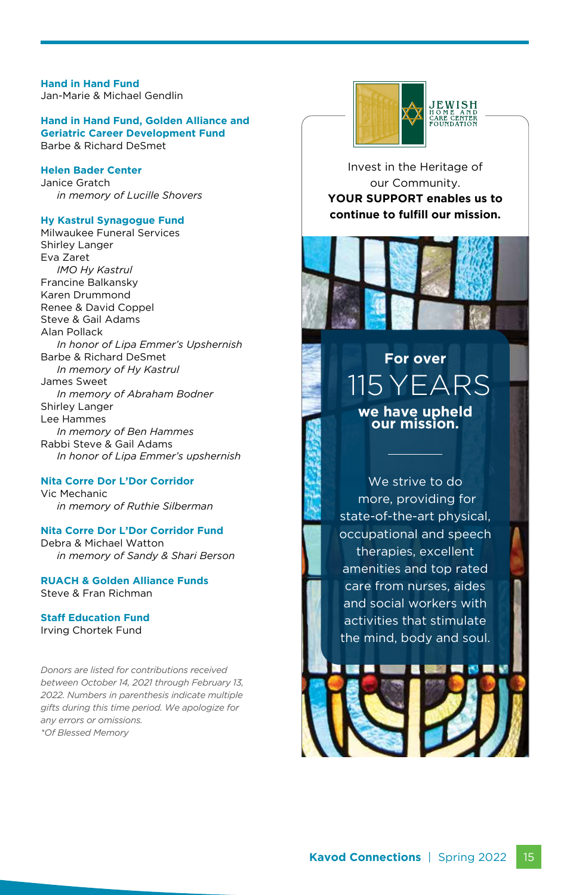**Hand in Hand Fund**
Jan-Marie & Michael Gendlin

**Hand in Hand Fund, Golden Alliance and Geriatric Career Development Fund**
Barbe & Richard DeSmet

**Helen Bader Center**
Janice Gratch
*in memory of Lucille Shovers*

**Hy Kastrul Synagogue Fund**
Milwaukee Funeral Services
Shirley Langer
Eva Zaret
*IMO Hy Kastrul*
Francine Balkansky
Karen Drummond
Renee & David Coppel
Steve & Gail Adams
Alan Pollack
*In honor of Lipa Emmer's Upshernish*
Barbe & Richard DeSmet
*In memory of Hy Kastrul*
James Sweet
*In memory of Abraham Bodner*
Shirley Langer
Lee Hammes
*In memory of Ben Hammes*
Rabbi Steve & Gail Adams
*In honor of Lipa Emmer's upshernish*

**Nita Corre Dor L'Dor Corridor**
Vic Mechanic
*in memory of Ruthie Silberman*

**Nita Corre Dor L'Dor Corridor Fund**
Debra & Michael Watton
*in memory of Sandy & Shari Berson*

**RUACH & Golden Alliance Funds**
Steve & Fran Richman

**Staff Education Fund**
Irving Chortek Fund

*Donors are listed for contributions received between October 14, 2021 through February 13, 2022. Numbers in parenthesis indicate multiple gifts during this time period. We apologize for any errors or omissions.*
*\*Of Blessed Memory*

JEWISH HOME AND CARE CENTER FOUNDATION

Invest in the Heritage of our Community.
**YOUR SUPPORT enables us to continue to fulfill our mission.**

**For over**
115 YEARS
**we have upheld our mission.**

We strive to do more, providing for state-of-the-art physical, occupational and speech therapies, excellent amenities and top rated care from nurses, aides and social workers with activities that stimulate the mind, body and soul.